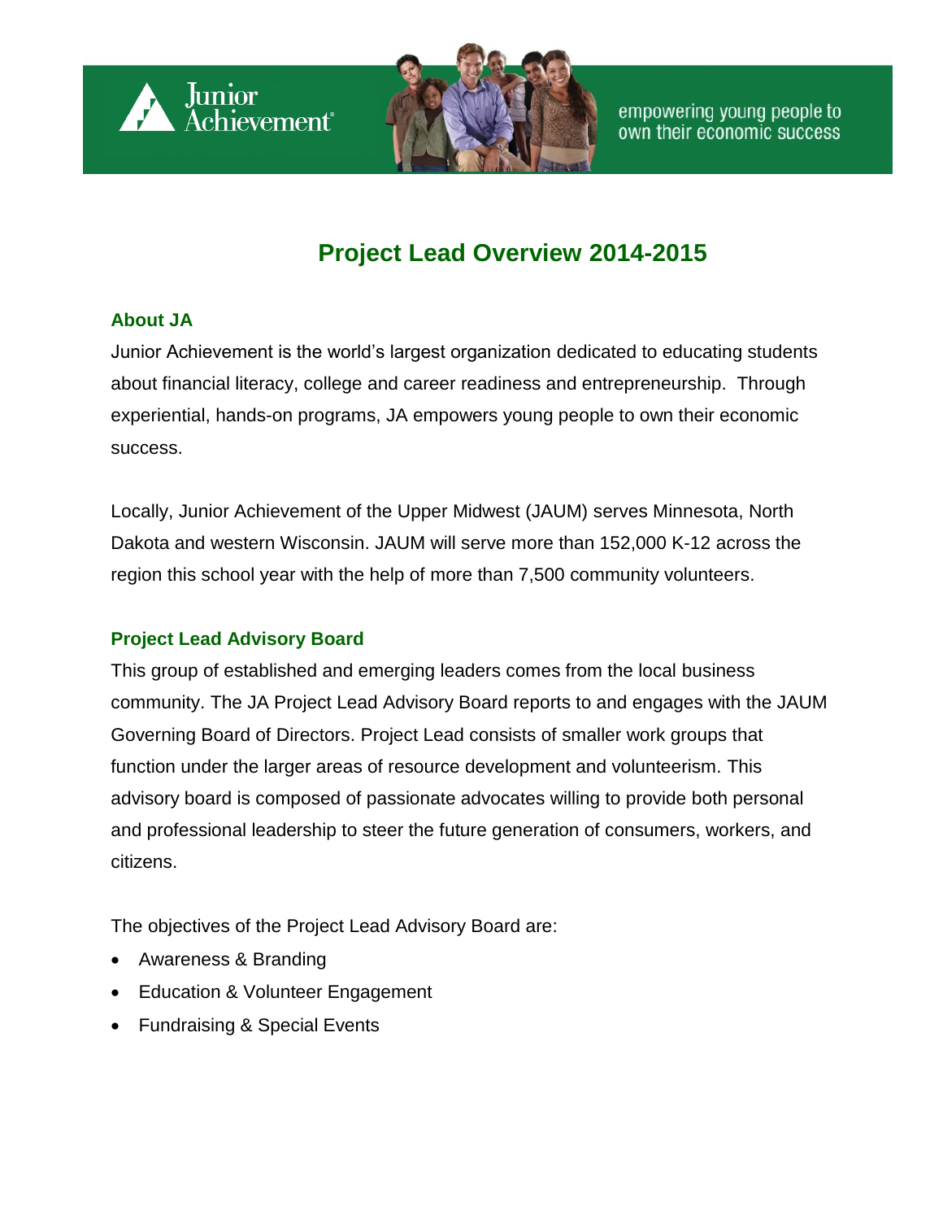# Project Lead Overview 2014-2015

## About JA

Junior Achievement is the world's largest organization dedicated to educating students about financial literacy, college and career readiness and entrepreneurship. Through experiential, hands-on programs, JA empowers young people to own their economic success.

Locally, Junior Achievement of the Upper Midwest (JAUM) serves Minnesota, North Dakota and western Wisconsin. JAUM will serve more than 152,000 K-12 across the region this school year with the help of more than 7,500 community volunteers.

## Project Lead Advisory Board

This group of established and emerging leaders comes from the local business community. The JA Project Lead Advisory Board reports to and engages with the JAUM Governing Board of Directors. Project Lead consists of smaller work groups that function under the larger areas of resource development and volunteerism. This advisory board is composed of passionate advocates willing to provide both personal and professional leadership to steer the future generation of consumers, workers, and citizens.

The objectives of the Project Lead Advisory Board are:

- Awareness & Branding
- Education & Volunteer Engagement
- Fundraising & Special Events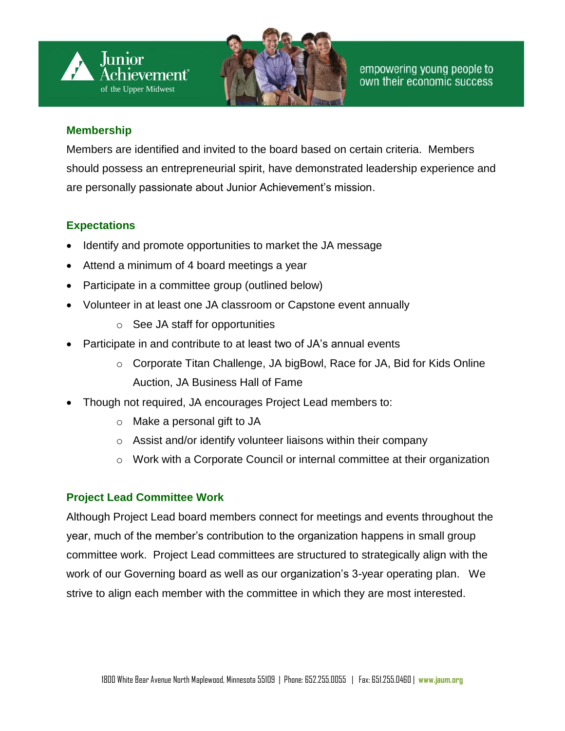## Membership

Members are identified and invited to the board based on certain criteria. Members should possess an entrepreneurial spirit, have demonstrated leadership experience and are personally passionate about Junior Achievement's mission.

## Expectations

- Identify and promote opportunities to market the JA message
- Attend a minimum of 4 board meetings a year
- Participate in a committee group (outlined below)
- Volunteer in at least one JA classroom or Capstone event annually
  - See JA staff for opportunities
- Participate in and contribute to at least two of JA's annual events
  - Corporate Titan Challenge, JA bigBowl, Race for JA, Bid for Kids Online Auction, JA Business Hall of Fame
- Though not required, JA encourages Project Lead members to:
  - Make a personal gift to JA
  - Assist and/or identify volunteer liaisons within their company
  - Work with a Corporate Council or internal committee at their organization

## Project Lead Committee Work

Although Project Lead board members connect for meetings and events throughout the year, much of the member's contribution to the organization happens in small group committee work. Project Lead committees are structured to strategically align with the work of our Governing board as well as our organization's 3-year operating plan. We strive to align each member with the committee in which they are most interested.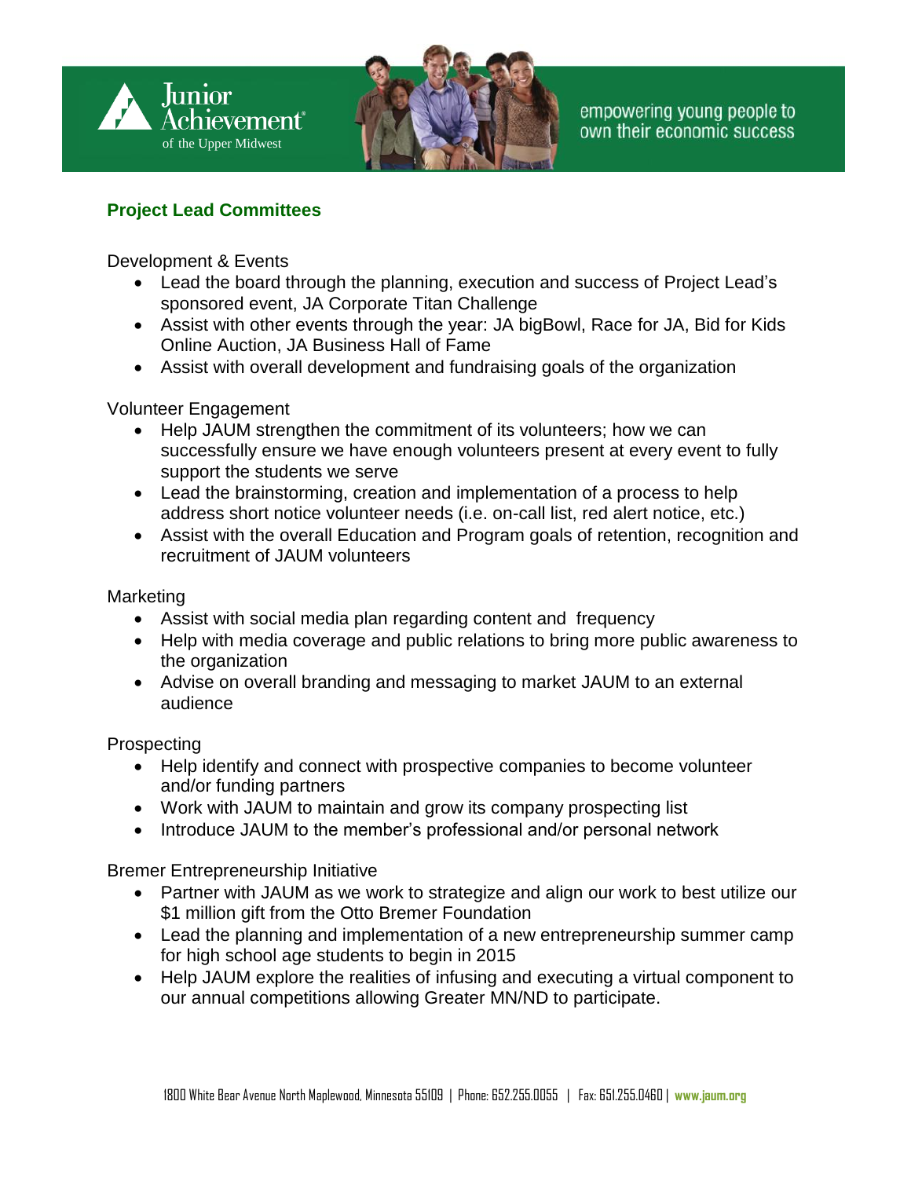## Project Lead Committees

Development & Events

- Lead the board through the planning, execution and success of Project Lead's sponsored event, JA Corporate Titan Challenge
- Assist with other events through the year: JA bigBowl, Race for JA, Bid for Kids Online Auction, JA Business Hall of Fame
- Assist with overall development and fundraising goals of the organization

Volunteer Engagement

- Help JAUM strengthen the commitment of its volunteers; how we can successfully ensure we have enough volunteers present at every event to fully support the students we serve
- Lead the brainstorming, creation and implementation of a process to help address short notice volunteer needs (i.e. on-call list, red alert notice, etc.)
- Assist with the overall Education and Program goals of retention, recognition and recruitment of JAUM volunteers

Marketing

- Assist with social media plan regarding content and frequency
- Help with media coverage and public relations to bring more public awareness to the organization
- Advise on overall branding and messaging to market JAUM to an external audience

Prospecting

- Help identify and connect with prospective companies to become volunteer and/or funding partners
- Work with JAUM to maintain and grow its company prospecting list
- Introduce JAUM to the member's professional and/or personal network

Bremer Entrepreneurship Initiative

- Partner with JAUM as we work to strategize and align our work to best utilize our $1 million gift from the Otto Bremer Foundation
- Lead the planning and implementation of a new entrepreneurship summer camp for high school age students to begin in 2015
- Help JAUM explore the realities of infusing and executing a virtual component to our annual competitions allowing Greater MN/ND to participate.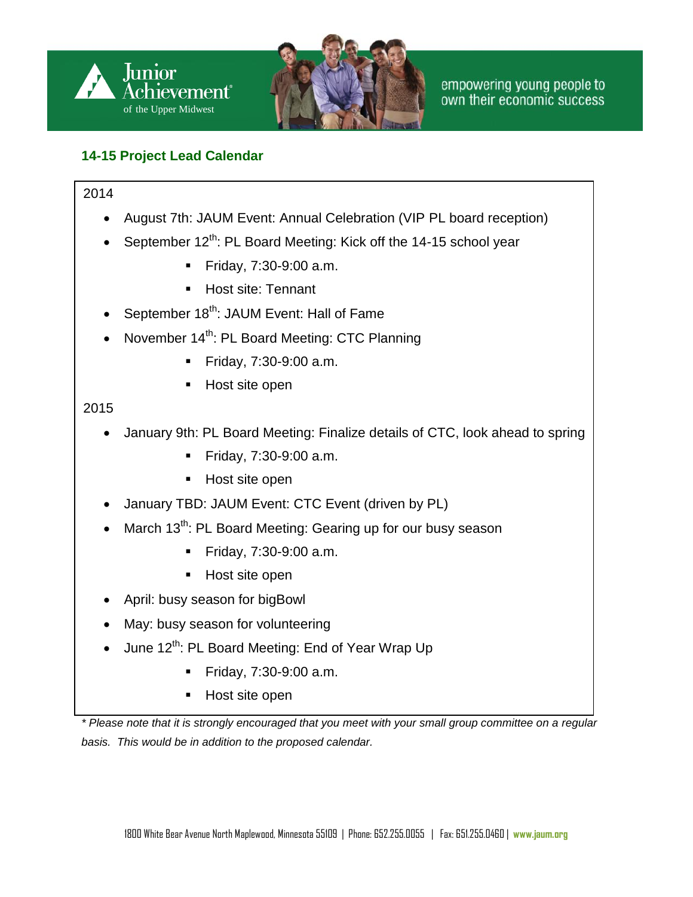## 14-15 Project Lead Calendar

2014

- August 7th: JAUM Event: Annual Celebration (VIP PL board reception)
- September 12th: PL Board Meeting: Kick off the 14-15 school year
  - Friday, 7:30-9:00 a.m.
  - Host site: Tennant
- September 18th: JAUM Event: Hall of Fame
- November 14th: PL Board Meeting: CTC Planning
  - Friday, 7:30-9:00 a.m.
  - Host site open

2015

- January 9th: PL Board Meeting: Finalize details of CTC, look ahead to spring
  - Friday, 7:30-9:00 a.m.
  - Host site open
- January TBD: JAUM Event: CTC Event (driven by PL)
- March 13th: PL Board Meeting: Gearing up for our busy season
  - Friday, 7:30-9:00 a.m.
  - Host site open
- April: busy season for bigBowl
- May: busy season for volunteering
- June 12th: PL Board Meeting: End of Year Wrap Up
  - Friday, 7:30-9:00 a.m.
  - Host site open

*\* Please note that it is strongly encouraged that you meet with your small group committee on a regular basis. This would be in addition to the proposed calendar.*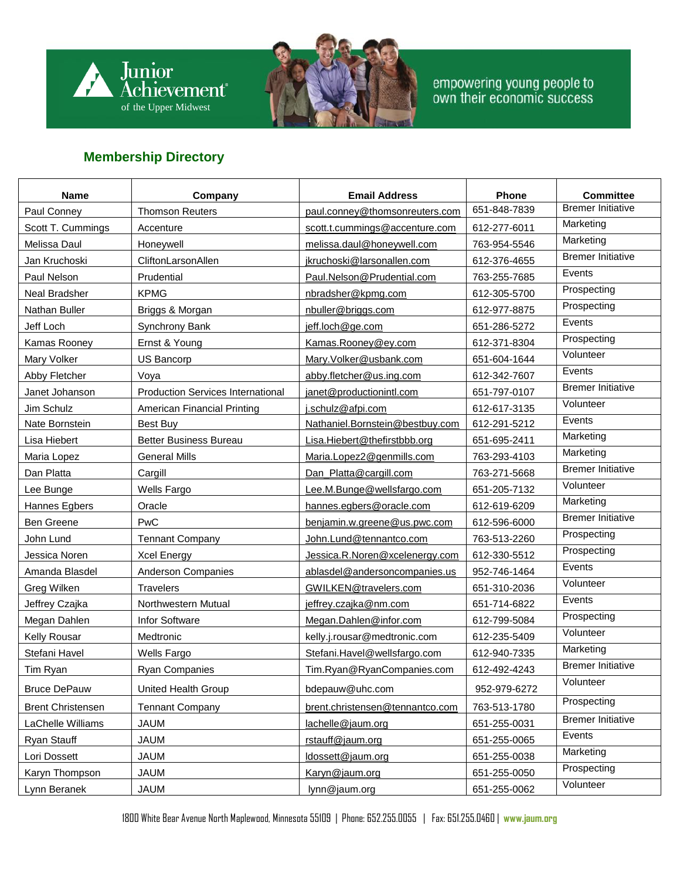Junior Achievement of the Upper Midwest

empowering young people to own their economic success

## Membership Directory

| Name | Company | Email Address | Phone | Committee |
|---|---|---|---|---|
| Paul Conney | Thomson Reuters | paul.conney@thomsonreuters.com | 651-848-7839 | Bremer Initiative |
| Scott T. Cummings | Accenture | scott.t.cummings@accenture.com | 612-277-6011 | Marketing |
| Melissa Daul | Honeywell | melissa.daul@honeywell.com | 763-954-5546 | Marketing |
| Jan Kruchoski | CliftonLarsonAllen | jkruchoski@larsonallen.com | 612-376-4655 | Bremer Initiative |
| Paul Nelson | Prudential | Paul.Nelson@Prudential.com | 763-255-7685 | Events |
| Neal Bradsher | KPMG | nbradsher@kpmg.com | 612-305-5700 | Prospecting |
| Nathan Buller | Briggs & Morgan | nbuller@briggs.com | 612-977-8875 | Prospecting |
| Jeff Loch | Synchrony Bank | jeff.loch@ge.com | 651-286-5272 | Events |
| Kamas Rooney | Ernst & Young | Kamas.Rooney@ey.com | 612-371-8304 | Prospecting |
| Mary Volker | US Bancorp | Mary.Volker@usbank.com | 651-604-1644 | Volunteer |
| Abby Fletcher | Voya | abby.fletcher@us.ing.com | 612-342-7607 | Events |
| Janet Johanson | Production Services International | janet@productionintl.com | 651-797-0107 | Bremer Initiative |
| Jim Schulz | American Financial Printing | j.schulz@afpi.com | 612-617-3135 | Volunteer |
| Nate Bornstein | Best Buy | Nathaniel.Bornstein@bestbuy.com | 612-291-5212 | Events |
| Lisa Hiebert | Better Business Bureau | Lisa.Hiebert@thefirstbbb.org | 651-695-2411 | Marketing |
| Maria Lopez | General Mills | Maria.Lopez2@genmills.com | 763-293-4103 | Marketing |
| Dan Platta | Cargill | Dan_Platta@cargill.com | 763-271-5668 | Bremer Initiative |
| Lee Bunge | Wells Fargo | Lee.M.Bunge@wellsfargo.com | 651-205-7132 | Volunteer |
| Hannes Egbers | Oracle | hannes.egbers@oracle.com | 612-619-6209 | Marketing |
| Ben Greene | PwC | benjamin.w.greene@us.pwc.com | 612-596-6000 | Bremer Initiative |
| John Lund | Tennant Company | John.Lund@tennantco.com | 763-513-2260 | Prospecting |
| Jessica Noren | Xcel Energy | Jessica.R.Noren@xcelenergy.com | 612-330-5512 | Prospecting |
| Amanda Blasdel | Anderson Companies | ablasdel@andersoncompanies.us | 952-746-1464 | Events |
| Greg Wilken | Travelers | GWILKEN@travelers.com | 651-310-2036 | Volunteer |
| Jeffrey Czajka | Northwestern Mutual | jeffrey.czajka@nm.com | 651-714-6822 | Events |
| Megan Dahlen | Infor Software | Megan.Dahlen@infor.com | 612-799-5084 | Prospecting |
| Kelly Rousar | Medtronic | kelly.j.rousar@medtronic.com | 612-235-5409 | Volunteer |
| Stefani Havel | Wells Fargo | Stefani.Havel@wellsfargo.com | 612-940-7335 | Marketing |
| Tim Ryan | Ryan Companies | Tim.Ryan@RyanCompanies.com | 612-492-4243 | Bremer Initiative |
| Bruce DePauw | United Health Group | bdepauw@uhc.com | 952-979-6272 | Volunteer |
| Brent Christensen | Tennant Company | brent.christensen@tennantco.com | 763-513-1780 | Prospecting |
| LaChelle Williams | JAUM | lachelle@jaum.org | 651-255-0031 | Bremer Initiative |
| Ryan Stauff | JAUM | rstauff@jaum.org | 651-255-0065 | Events |
| Lori Dossett | JAUM | ldossett@jaum.org | 651-255-0038 | Marketing |
| Karyn Thompson | JAUM | Karyn@jaum.org | 651-255-0050 | Prospecting |
| Lynn Beranek | JAUM | lynn@jaum.org | 651-255-0062 | Volunteer |

1800 White Bear Avenue North Maplewood, Minnesota 55109 | Phone: 652.255.0055 | Fax: 651.255.0460 | www.jaum.org